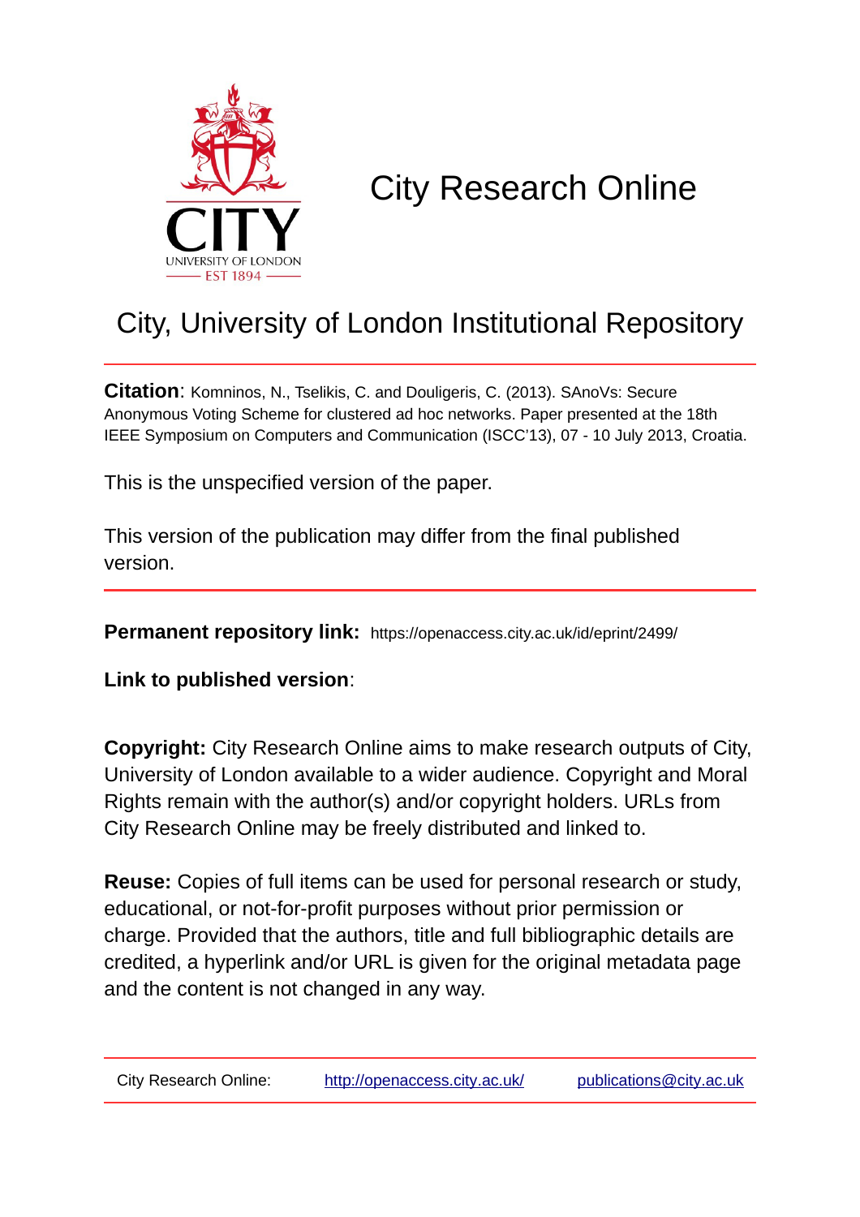# City Research Online

## City, University of London Institutional Repository

**Citation**: Komninos, N., Tselikis, C. and Douligeris, C. (2013). SAnoVs: Secure Anonymous Voting Scheme for clustered ad hoc networks. Paper presented at the 18th IEEE Symposium on Computers and Communication (ISCC'13), 07 - 10 July 2013, Croatia.

This is the unspecified version of the paper.

This version of the publication may differ from the final published version.

**Permanent repository link:** https://openaccess.city.ac.uk/id/eprint/2499/

**Link to published version**:

**Copyright:** City Research Online aims to make research outputs of City, University of London available to a wider audience. Copyright and Moral Rights remain with the author(s) and/or copyright holders. URLs from City Research Online may be freely distributed and linked to.

**Reuse:** Copies of full items can be used for personal research or study, educational, or not-for-profit purposes without prior permission or charge. Provided that the authors, title and full bibliographic details are credited, a hyperlink and/or URL is given for the original metadata page and the content is not changed in any way.

City Research Online: http://openaccess.city.ac.uk/ publications@city.ac.uk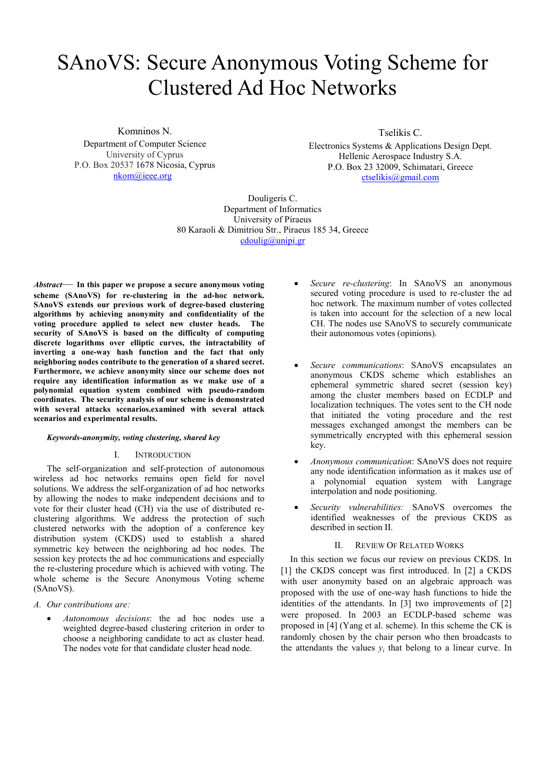# SAnoVS: Secure Anonymous Voting Scheme for Clustered Ad Hoc Networks

Komninos N.
Department of Computer Science
University of Cyprus
P.O. Box 20537 1678 Nicosia, Cyprus
nkom@ieee.org

Tselikis C.
Electronics Systems & Applications Design Dept.
Hellenic Aerospace Industry S.A.
P.O. Box 23 32009, Schimatari, Greece
ctselikis@gmail.com

Douligeris C.
Department of Informatics
University of Piraeus
80 Karaoli & Dimitriou Str., Piraeus 185 34, Greece
cdoulig@unipi.gr

***Abstract*— In this paper we propose a secure anonymous voting scheme (SAnoVS) for re-clustering in the ad-hoc network. SAnoVS extends our previous work of degree-based clustering algorithms by achieving anonymity and confidentiality of the voting procedure applied to select new cluster heads. The security of SAnoVS is based on the difficulty of computing discrete logarithms over elliptic curves, the intractability of inverting a one-way hash function and the fact that only neighboring nodes contribute to the generation of a shared secret. Furthermore, we achieve anonymity since our scheme does not require any identification information as we make use of a polynomial equation system combined with pseudo-random coordinates. The security analysis of our scheme is demonstrated with several attacks scenarios.examined with several attack scenarios and experimental results.**

***Keywords-anonymity, voting clustering, shared key***

## I. Introduction

The self-organization and self-protection of autonomous wireless ad hoc networks remains open field for novel solutions. We address the self-organization of ad hoc networks by allowing the nodes to make independent decisions and to vote for their cluster head (CH) via the use of distributed re-clustering algorithms. We address the protection of such clustered networks with the adoption of a conference key distribution system (CKDS) used to establish a shared symmetric key between the neighboring ad hoc nodes. The session key protects the ad hoc communications and especially the re-clustering procedure which is achieved with voting. The whole scheme is the Secure Anonymous Voting scheme (SAnoVS).

### A. Our contributions are:

- *Autonomous decisions*: the ad hoc nodes use a weighted degree-based clustering criterion in order to choose a neighboring candidate to act as cluster head. The nodes vote for that candidate cluster head node.
- *Secure re-clustering*: In SAnoVS an anonymous secured voting procedure is used to re-cluster the ad hoc network. The maximum number of votes collected is taken into account for the selection of a new local CH. The nodes use SAnoVS to securely communicate their autonomous votes (opinions).
- *Secure communications*: SAnoVS encapsulates an anonymous CKDS scheme which establishes an ephemeral symmetric shared secret (session key) among the cluster members based on ECDLP and localization techniques. The votes sent to the CH node that initiated the voting procedure and the rest messages exchanged amongst the members can be symmetrically encrypted with this ephemeral session key.
- *Anonymous communication*: SAnoVS does not require any node identification information as it makes use of a polynomial equation system with Langrage interpolation and node positioning.
- *Security vulnerabilities:* SAnoVS overcomes the identified weaknesses of the previous CKDS as described in section II.

## II. Review Of Related Works

In this section we focus our review on previous CKDS. In [1] the CKDS concept was first introduced. In [2] a CKDS with user anonymity based on an algebraic approach was proposed with the use of one-way hash functions to hide the identities of the attendants. In [3] two improvements of [2] were proposed. In 2003 an ECDLP-based scheme was proposed in [4] (Yang et al. scheme). In this scheme the CK is randomly chosen by the chair person who then broadcasts to the attendants the values $y_i$ that belong to a linear curve. In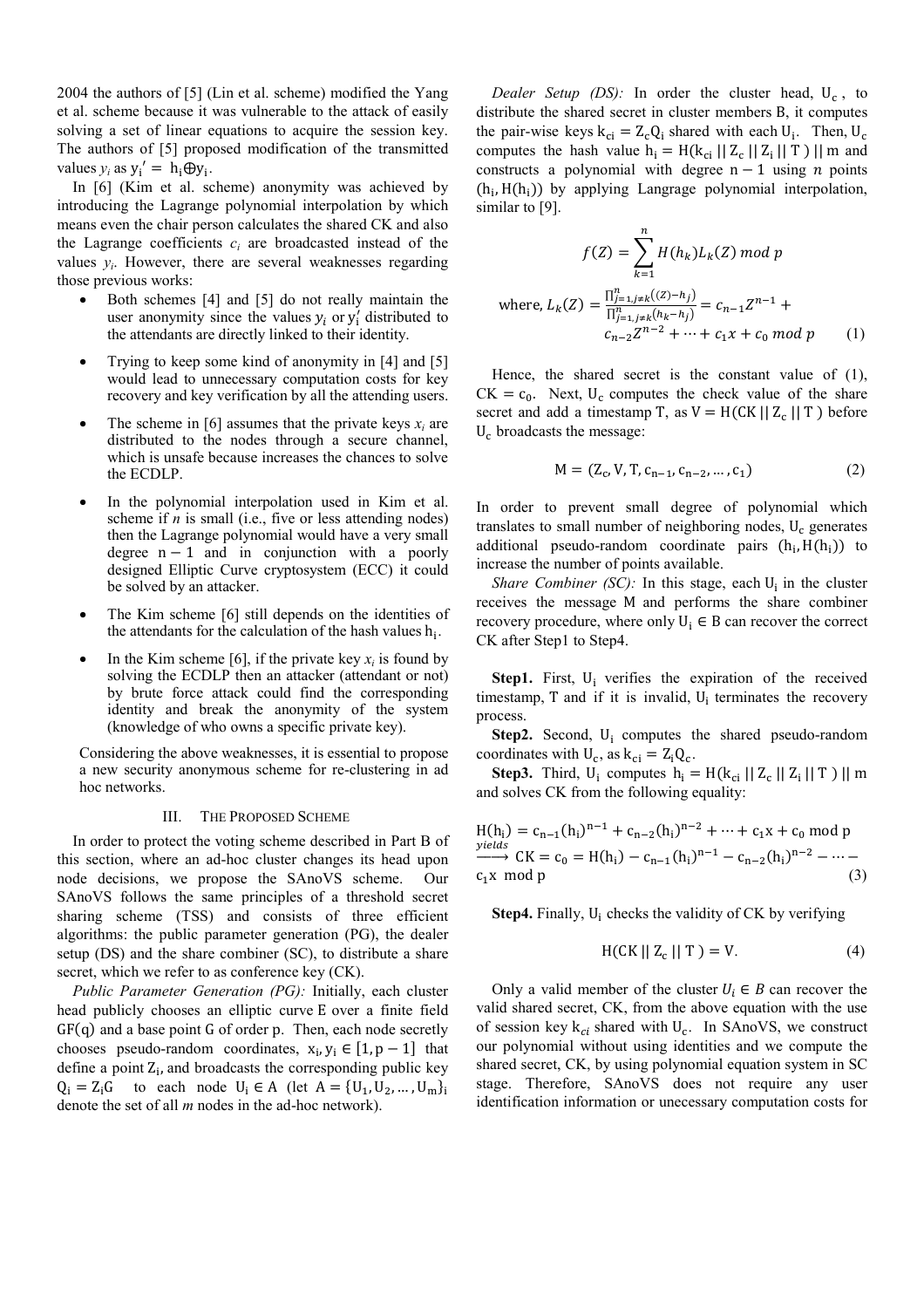2004 the authors of [5] (Lin et al. scheme) modified the Yang et al. scheme because it was vulnerable to the attack of easily solving a set of linear equations to acquire the session key. The authors of [5] proposed modification of the transmitted values $y_i$ as $y_i' = h_i \oplus y_i$.

In [6] (Kim et al. scheme) anonymity was achieved by introducing the Lagrange polynomial interpolation by which means even the chair person calculates the shared CK and also the Lagrange coefficients $c_i$ are broadcasted instead of the values $y_i$. However, there are several weaknesses regarding those previous works:

- Both schemes [4] and [5] do not really maintain the user anonymity since the values $y_i$ or $y_i'$ distributed to the attendants are directly linked to their identity.
- Trying to keep some kind of anonymity in [4] and [5] would lead to unnecessary computation costs for key recovery and key verification by all the attending users.
- The scheme in [6] assumes that the private keys $x_i$ are distributed to the nodes through a secure channel, which is unsafe because increases the chances to solve the ECDLP.
- In the polynomial interpolation used in Kim et al. scheme if $n$ is small (i.e., five or less attending nodes) then the Lagrange polynomial would have a very small degree $n-1$ and in conjunction with a poorly designed Elliptic Curve cryptosystem (ECC) it could be solved by an attacker.
- The Kim scheme [6] still depends on the identities of the attendants for the calculation of the hash values $h_i$.
- In the Kim scheme [6], if the private key $x_i$ is found by solving the ECDLP then an attacker (attendant or not) by brute force attack could find the corresponding identity and break the anonymity of the system (knowledge of who owns a specific private key).

Considering the above weaknesses, it is essential to propose a new security anonymous scheme for re-clustering in ad hoc networks.

## III. The Proposed Scheme

In order to protect the voting scheme described in Part B of this section, where an ad-hoc cluster changes its head upon node decisions, we propose the SAnoVS scheme. Our SAnoVS follows the same principles of a threshold secret sharing scheme (TSS) and consists of three efficient algorithms: the public parameter generation (PG), the dealer setup (DS) and the share combiner (SC), to distribute a share secret, which we refer to as conference key (CK).

*Public Parameter Generation (PG):* Initially, each cluster head publicly chooses an elliptic curve E over a finite field $GF(q)$ and a base point G of order p. Then, each node secretly chooses pseudo-random coordinates, $x_i, y_i \in [1, p-1]$ that define a point $Z_i$, and broadcasts the corresponding public key $Q_i = Z_i G$ to each node $U_i \in A$ (let $A = \{U_1, U_2, \ldots, U_m\}_i$ denote the set of all $m$ nodes in the ad-hoc network).

*Dealer Setup (DS):* In order the cluster head, $U_c$, to distribute the shared secret in cluster members B, it computes the pair-wise keys $k_{ci} = Z_c Q_i$ shared with each $U_i$. Then, $U_c$ computes the hash value $h_i = H(k_{ci} \,||\, Z_c \,||\, Z_i \,||\, T) \,||\, m$ and constructs a polynomial with degree $n-1$ using $n$ points $(h_i, H(h_i))$ by applying Langrage polynomial interpolation, similar to [9].

$$f(Z) = \sum_{k=1}^{n} H(h_k) L_k(Z) \bmod p$$

$$\text{where, } L_k(Z) = \frac{\prod_{j=1, j\neq k}^{n} ((Z) - h_j)}{\prod_{j=1, j\neq k}^{n} (h_k - h_j)} = c_{n-1} Z^{n-1} + c_{n-2} Z^{n-2} + \cdots + c_1 x + c_0 \bmod p \quad (1)$$

Hence, the shared secret is the constant value of (1), $CK = c_0$. Next, $U_c$ computes the check value of the share secret and add a timestamp T, as $V = H(CK \,||\, Z_c \,||\, T)$ before $U_c$ broadcasts the message:

$$M = (Z_c, V, T, c_{n-1}, c_{n-2}, \ldots, c_1) \quad (2)$$

In order to prevent small degree of polynomial which translates to small number of neighboring nodes, $U_c$ generates additional pseudo-random coordinate pairs $(h_i, H(h_i))$ to increase the number of points available.

*Share Combiner (SC):* In this stage, each $U_i$ in the cluster receives the message M and performs the share combiner recovery procedure, where only $U_i \in B$ can recover the correct CK after Step1 to Step4.

**Step1.** First, $U_i$ verifies the expiration of the received timestamp, T and if it is invalid, $U_i$ terminates the recovery process.

**Step2.** Second, $U_i$ computes the shared pseudo-random coordinates with $U_c$, as $k_{ci} = Z_i Q_c$.

**Step3.** Third, $U_i$ computes $h_i = H(k_{ci} \,||\, Z_c \,||\, Z_i \,||\, T) \,||\, m$ and solves CK from the following equality:

$$H(h_i) = c_{n-1}(h_i)^{n-1} + c_{n-2}(h_i)^{n-2} + \cdots + c_1 x + c_0 \bmod p \xrightarrow{yields} CK = c_0 = H(h_i) - c_{n-1}(h_i)^{n-1} - c_{n-2}(h_i)^{n-2} - \cdots - c_1 x \bmod p \quad (3)$$

**Step4.** Finally, $U_i$ checks the validity of CK by verifying

$$H(CK \,||\, Z_c \,||\, T) = V. \quad (4)$$

Only a valid member of the cluster $U_i \in B$ can recover the valid shared secret, CK, from the above equation with the use of session key $k_{ci}$ shared with $U_c$. In SAnoVS, we construct our polynomial without using identities and we compute the shared secret, CK, by using polynomial equation system in SC stage. Therefore, SAnoVS does not require any user identification information or unecessary computation costs for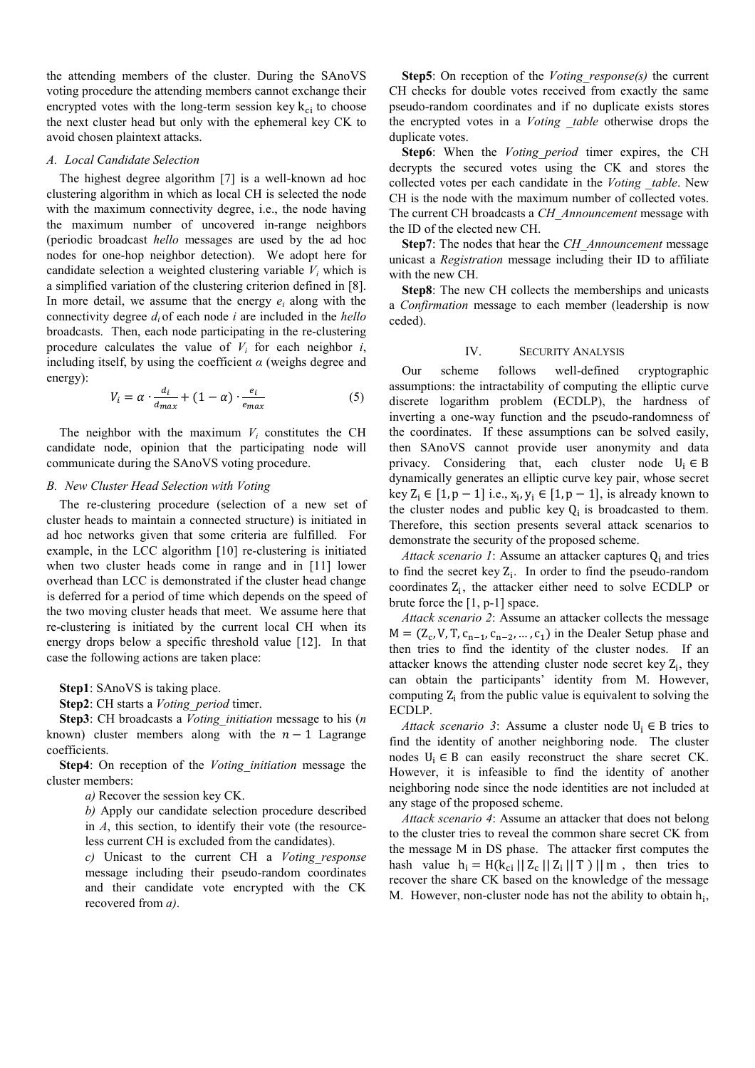the attending members of the cluster. During the SAnoVS voting procedure the attending members cannot exchange their encrypted votes with the long-term session key $k_{ci}$ to choose the next cluster head but only with the ephemeral key CK to avoid chosen plaintext attacks.

### *A. Local Candidate Selection*

The highest degree algorithm [7] is a well-known ad hoc clustering algorithm in which as local CH is selected the node with the maximum connectivity degree, i.e., the node having the maximum number of uncovered in-range neighbors (periodic broadcast *hello* messages are used by the ad hoc nodes for one-hop neighbor detection). We adopt here for candidate selection a weighted clustering variable $V_i$ which is a simplified variation of the clustering criterion defined in [8]. In more detail, we assume that the energy $e_i$ along with the connectivity degree $d_i$ of each node $i$ are included in the *hello* broadcasts. Then, each node participating in the re-clustering procedure calculates the value of $V_i$ for each neighbor $i$, including itself, by using the coefficient $\alpha$ (weighs degree and energy):

$$V_i = \alpha \cdot \frac{d_i}{d_{max}} + (1-\alpha) \cdot \frac{e_i}{e_{max}} \tag{5}$$

The neighbor with the maximum $V_i$ constitutes the CH candidate node, opinion that the participating node will communicate during the SAnoVS voting procedure.

### *B. New Cluster Head Selection with Voting*

The re-clustering procedure (selection of a new set of cluster heads to maintain a connected structure) is initiated in ad hoc networks given that some criteria are fulfilled. For example, in the LCC algorithm [10] re-clustering is initiated when two cluster heads come in range and in [11] lower overhead than LCC is demonstrated if the cluster head change is deferred for a period of time which depends on the speed of the two moving cluster heads that meet. We assume here that re-clustering is initiated by the current local CH when its energy drops below a specific threshold value [12]. In that case the following actions are taken place:

**Step1**: SAnoVS is taking place.

**Step2**: CH starts a *Voting_period* timer.

**Step3**: CH broadcasts a *Voting_initiation* message to his ($n$ known) cluster members along with the $n-1$ Lagrange coefficients.

**Step4**: On reception of the *Voting_initiation* message the cluster members:

*a)* Recover the session key CK.

*b)* Apply our candidate selection procedure described in *A*, this section, to identify their vote (the resource-less current CH is excluded from the candidates).

*c)* Unicast to the current CH a *Voting_response* message including their pseudo-random coordinates and their candidate vote encrypted with the CK recovered from *a)*.

**Step5**: On reception of the *Voting_response(s)* the current CH checks for double votes received from exactly the same pseudo-random coordinates and if no duplicate exists stores the encrypted votes in a *Voting _table* otherwise drops the duplicate votes.

**Step6**: When the *Voting_period* timer expires, the CH decrypts the secured votes using the CK and stores the collected votes per each candidate in the *Voting _table*. New CH is the node with the maximum number of collected votes. The current CH broadcasts a *CH_Announcement* message with the ID of the elected new CH.

**Step7**: The nodes that hear the *CH_Announcement* message unicast a *Registration* message including their ID to affiliate with the new CH.

**Step8**: The new CH collects the memberships and unicasts a *Confirmation* message to each member (leadership is now ceded).

## IV. SECURITY ANALYSIS

Our scheme follows well-defined cryptographic assumptions: the intractability of computing the elliptic curve discrete logarithm problem (ECDLP), the hardness of inverting a one-way function and the pseudo-randomness of the coordinates. If these assumptions can be solved easily, then SAnoVS cannot provide user anonymity and data privacy. Considering that, each cluster node $U_i \in B$ dynamically generates an elliptic curve key pair, whose secret key $Z_i \in [1, p-1]$ i.e., $x_i, y_i \in [1, p-1]$, is already known to the cluster nodes and public key $Q_i$ is broadcasted to them. Therefore, this section presents several attack scenarios to demonstrate the security of the proposed scheme.

*Attack scenario 1*: Assume an attacker captures $Q_i$ and tries to find the secret key $Z_i$. In order to find the pseudo-random coordinates $Z_i$, the attacker either need to solve ECDLP or brute force the [1, p-1] space.

*Attack scenario 2*: Assume an attacker collects the message $M = (Z_c, V, T, c_{n-1}, c_{n-2}, \ldots, c_1)$ in the Dealer Setup phase and then tries to find the identity of the cluster nodes. If an attacker knows the attending cluster node secret key $Z_i$, they can obtain the participants' identity from M. However, computing $Z_i$ from the public value is equivalent to solving the ECDLP.

*Attack scenario 3*: Assume a cluster node $U_i \in B$ tries to find the identity of another neighboring node. The cluster nodes $U_i \in B$ can easily reconstruct the share secret CK. However, it is infeasible to find the identity of another neighboring node since the node identities are not included at any stage of the proposed scheme.

*Attack scenario 4*: Assume an attacker that does not belong to the cluster tries to reveal the common share secret CK from the message M in DS phase. The attacker first computes the hash value $h_i = H(k_{ci} \,||\, Z_c \,||\, Z_i \,||\, T) \,||\, m$, then tries to recover the share CK based on the knowledge of the message M. However, non-cluster node has not the ability to obtain $h_i$,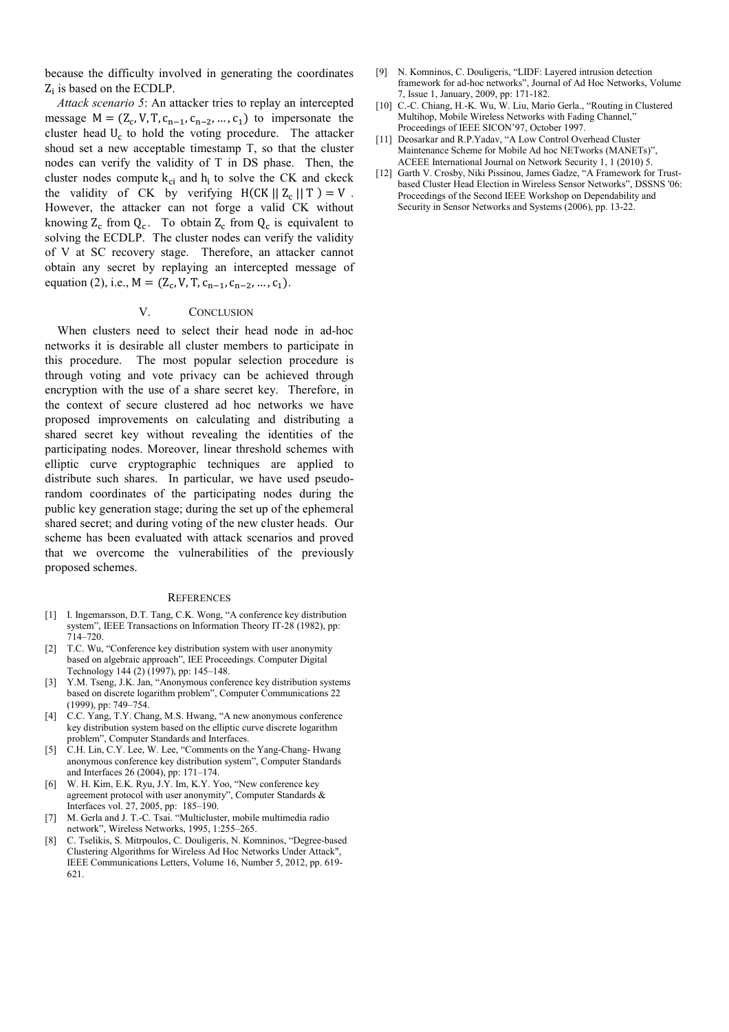because the difficulty involved in generating the coordinates $Z_i$ is based on the ECDLP.

*Attack scenario 5*: An attacker tries to replay an intercepted message $M = (Z_c, V, T, c_{n-1}, c_{n-2}, \ldots, c_1)$ to impersonate the cluster head $U_c$ to hold the voting procedure. The attacker shoud set a new acceptable timestamp T, so that the cluster nodes can verify the validity of T in DS phase. Then, the cluster nodes compute $k_{ci}$ and $h_i$ to solve the CK and ckeck the validity of CK by verifying $H(CK \| Z_c \| T) = V$. However, the attacker can not forge a valid CK without knowing $Z_c$ from $Q_c$. To obtain $Z_c$ from $Q_c$ is equivalent to solving the ECDLP. The cluster nodes can verify the validity of V at SC recovery stage. Therefore, an attacker cannot obtain any secret by replaying an intercepted message of equation (2), i.e., $M = (Z_c, V, T, c_{n-1}, c_{n-2}, \ldots, c_1)$.

## V. Conclusion

When clusters need to select their head node in ad-hoc networks it is desirable all cluster members to participate in this procedure. The most popular selection procedure is through voting and vote privacy can be achieved through encryption with the use of a share secret key. Therefore, in the context of secure clustered ad hoc networks we have proposed improvements on calculating and distributing a shared secret key without revealing the identities of the participating nodes. Moreover, linear threshold schemes with elliptic curve cryptographic techniques are applied to distribute such shares. In particular, we have used pseudo-random coordinates of the participating nodes during the public key generation stage; during the set up of the ephemeral shared secret; and during voting of the new cluster heads. Our scheme has been evaluated with attack scenarios and proved that we overcome the vulnerabilities of the previously proposed schemes.

## References

[1] I. Ingemarsson, D.T. Tang, C.K. Wong, "A conference key distribution system", IEEE Transactions on Information Theory IT-28 (1982), pp: 714–720.

[2] T.C. Wu, "Conference key distribution system with user anonymity based on algebraic approach", IEE Proceedings. Computer Digital Technology 144 (2) (1997), pp: 145–148.

[3] Y.M. Tseng, J.K. Jan, "Anonymous conference key distribution systems based on discrete logarithm problem", Computer Communications 22 (1999), pp: 749–754.

[4] C.C. Yang, T.Y. Chang, M.S. Hwang, "A new anonymous conference key distribution system based on the elliptic curve discrete logarithm problem", Computer Standards and Interfaces.

[5] C.H. Lin, C.Y. Lee, W. Lee, "Comments on the Yang-Chang- Hwang anonymous conference key distribution system", Computer Standards and Interfaces 26 (2004), pp: 171–174.

[6] W. H. Kim, E.K. Ryu, J.Y. Im, K.Y. Yoo, "New conference key agreement protocol with user anonymity", Computer Standards & Interfaces vol. 27, 2005, pp: 185–190.

[7] M. Gerla and J. T.-C. Tsai. "Multicluster, mobile multimedia radio network", Wireless Networks, 1995, 1:255–265.

[8] C. Tselikis, S. Mitrpoulos, C. Douligeris, N. Komninos, "Degree-based Clustering Algorithms for Wireless Ad Hoc Networks Under Attack", IEEE Communications Letters, Volume 16, Number 5, 2012, pp. 619-621.

[9] N. Komninos, C. Douligeris, "LIDF: Layered intrusion detection framework for ad-hoc networks", Journal of Ad Hoc Networks, Volume 7, Issue 1, January, 2009, pp: 171-182.

[10] C.-C. Chiang, H.-K. Wu, W. Liu, Mario Gerla., "Routing in Clustered Multihop, Mobile Wireless Networks with Fading Channel," Proceedings of IEEE SICON'97, October 1997.

[11] Deosarkar and R.P.Yadav, "A Low Control Overhead Cluster Maintenance Scheme for Mobile Ad hoc NETworks (MANETs)", ACEEE International Journal on Network Security 1, 1 (2010) 5.

[12] Garth V. Crosby, Niki Pissinou, James Gadze, "A Framework for Trust-based Cluster Head Election in Wireless Sensor Networks", DSSNS '06: Proceedings of the Second IEEE Workshop on Dependability and Security in Sensor Networks and Systems (2006), pp. 13-22.